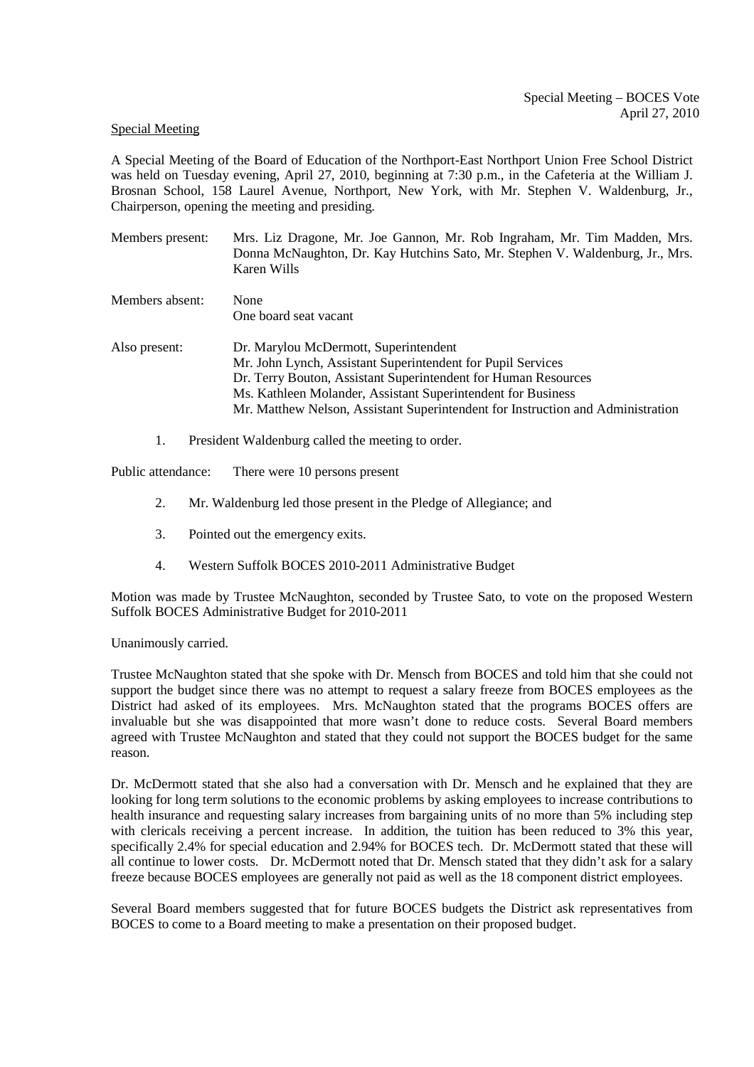Special Meeting – BOCES Vote
April 27, 2010

Special Meeting

A Special Meeting of the Board of Education of the Northport-East Northport Union Free School District was held on Tuesday evening, April 27, 2010, beginning at 7:30 p.m., in the Cafeteria at the William J. Brosnan School, 158 Laurel Avenue, Northport, New York, with Mr. Stephen V. Waldenburg, Jr., Chairperson, opening the meeting and presiding.

Members present: Mrs. Liz Dragone, Mr. Joe Gannon, Mr. Rob Ingraham, Mr. Tim Madden, Mrs. Donna McNaughton, Dr. Kay Hutchins Sato, Mr. Stephen V. Waldenburg, Jr., Mrs. Karen Wills

Members absent: None
One board seat vacant

Also present: Dr. Marylou McDermott, Superintendent
Mr. John Lynch, Assistant Superintendent for Pupil Services
Dr. Terry Bouton, Assistant Superintendent for Human Resources
Ms. Kathleen Molander, Assistant Superintendent for Business
Mr. Matthew Nelson, Assistant Superintendent for Instruction and Administration

1. President Waldenburg called the meeting to order.

Public attendance: There were 10 persons present

2. Mr. Waldenburg led those present in the Pledge of Allegiance; and

3. Pointed out the emergency exits.

4. Western Suffolk BOCES 2010-2011 Administrative Budget

Motion was made by Trustee McNaughton, seconded by Trustee Sato, to vote on the proposed Western Suffolk BOCES Administrative Budget for 2010-2011

Unanimously carried.

Trustee McNaughton stated that she spoke with Dr. Mensch from BOCES and told him that she could not support the budget since there was no attempt to request a salary freeze from BOCES employees as the District had asked of its employees. Mrs. McNaughton stated that the programs BOCES offers are invaluable but she was disappointed that more wasn't done to reduce costs. Several Board members agreed with Trustee McNaughton and stated that they could not support the BOCES budget for the same reason.

Dr. McDermott stated that she also had a conversation with Dr. Mensch and he explained that they are looking for long term solutions to the economic problems by asking employees to increase contributions to health insurance and requesting salary increases from bargaining units of no more than 5% including step with clericals receiving a percent increase. In addition, the tuition has been reduced to 3% this year, specifically 2.4% for special education and 2.94% for BOCES tech. Dr. McDermott stated that these will all continue to lower costs. Dr. McDermott noted that Dr. Mensch stated that they didn't ask for a salary freeze because BOCES employees are generally not paid as well as the 18 component district employees.

Several Board members suggested that for future BOCES budgets the District ask representatives from BOCES to come to a Board meeting to make a presentation on their proposed budget.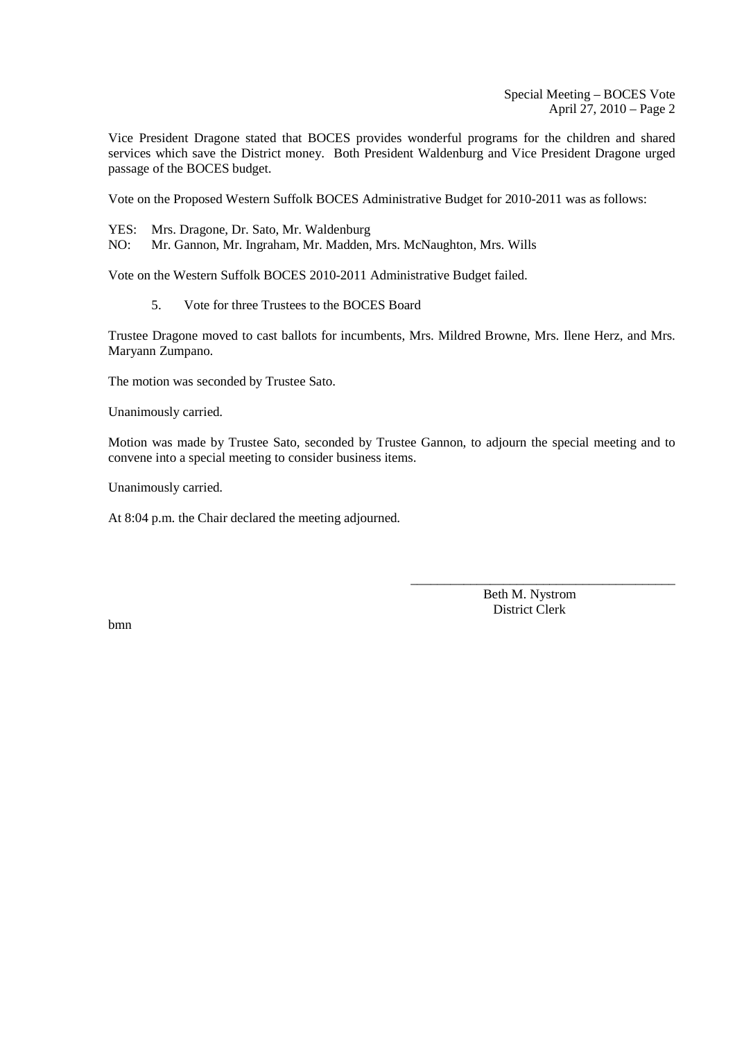Vice President Dragone stated that BOCES provides wonderful programs for the children and shared services which save the District money. Both President Waldenburg and Vice President Dragone urged passage of the BOCES budget.

Vote on the Proposed Western Suffolk BOCES Administrative Budget for 2010-2011 was as follows:

YES: Mrs. Dragone, Dr. Sato, Mr. Waldenburg
NO: Mr. Gannon, Mr. Ingraham, Mr. Madden, Mrs. McNaughton, Mrs. Wills

Vote on the Western Suffolk BOCES 2010-2011 Administrative Budget failed.

5. Vote for three Trustees to the BOCES Board

Trustee Dragone moved to cast ballots for incumbents, Mrs. Mildred Browne, Mrs. Ilene Herz, and Mrs. Maryann Zumpano.

The motion was seconded by Trustee Sato.

Unanimously carried.

Motion was made by Trustee Sato, seconded by Trustee Gannon, to adjourn the special meeting and to convene into a special meeting to consider business items.

Unanimously carried.

At 8:04 p.m. the Chair declared the meeting adjourned.

\_\_\_\_\_\_\_\_\_\_\_\_\_\_\_\_\_\_\_\_\_\_\_\_\_\_\_\_\_\_\_\_\_\_\_\_\_\_\_\_

Beth M. Nystrom
District Clerk

bmn